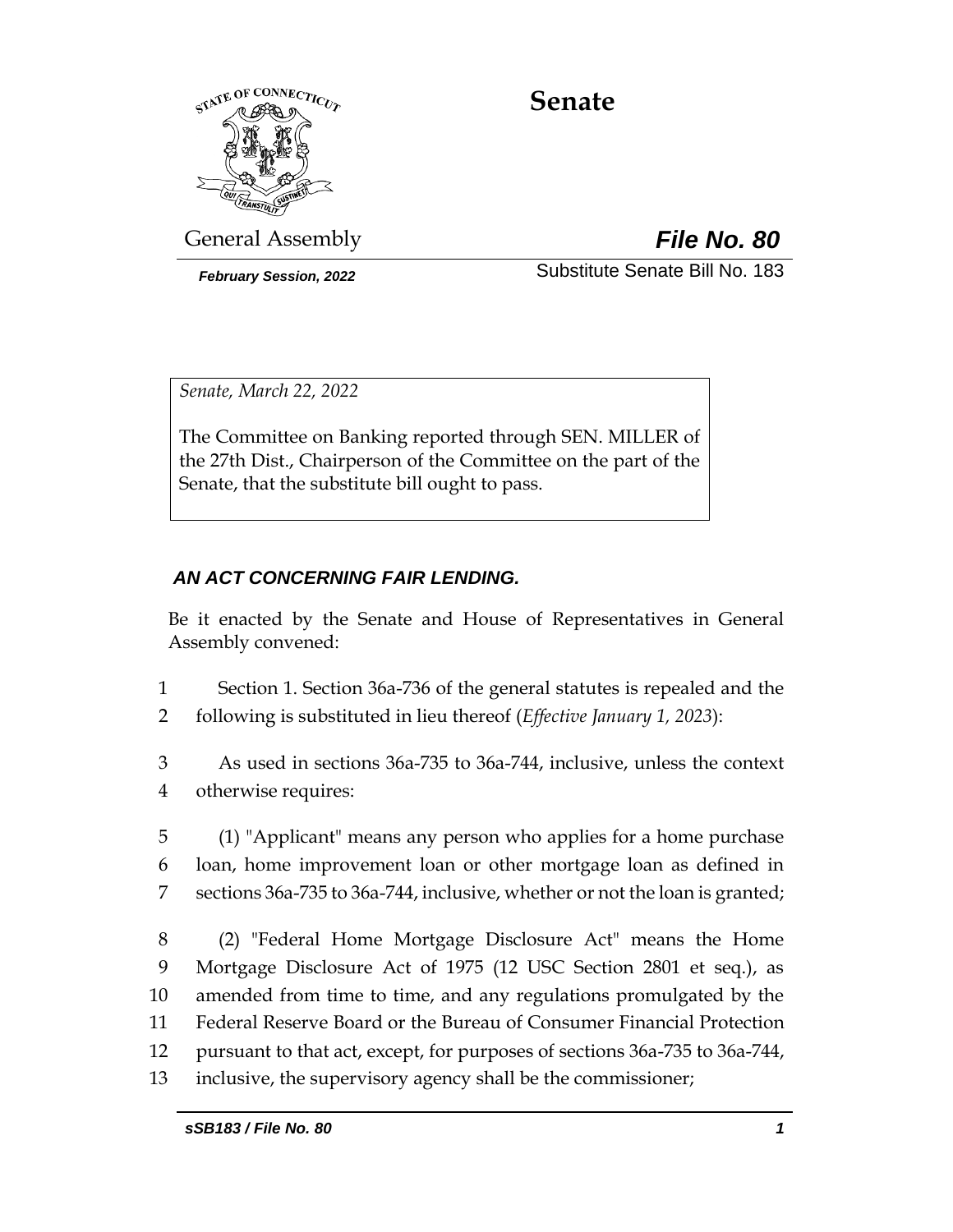# Senate

General Assembly

***File No. 80***

***February Session, 2022***

Substitute Senate Bill No. 183

*Senate, March 22, 2022*

The Committee on Banking reported through SEN. MILLER of the 27th Dist., Chairperson of the Committee on the part of the Senate, that the substitute bill ought to pass.

***AN ACT CONCERNING FAIR LENDING.***

Be it enacted by the Senate and House of Representatives in General Assembly convened:

1 Section 1. Section 36a-736 of the general statutes is repealed and the
2 following is substituted in lieu thereof (*Effective January 1, 2023*):

3 As used in sections 36a-735 to 36a-744, inclusive, unless the context
4 otherwise requires:

5 (1) "Applicant" means any person who applies for a home purchase
6 loan, home improvement loan or other mortgage loan as defined in
7 sections 36a-735 to 36a-744, inclusive, whether or not the loan is granted;

8 (2) "Federal Home Mortgage Disclosure Act" means the Home
9 Mortgage Disclosure Act of 1975 (12 USC Section 2801 et seq.), as
10 amended from time to time, and any regulations promulgated by the
11 Federal Reserve Board or the Bureau of Consumer Financial Protection
12 pursuant to that act, except, for purposes of sections 36a-735 to 36a-744,
13 inclusive, the supervisory agency shall be the commissioner;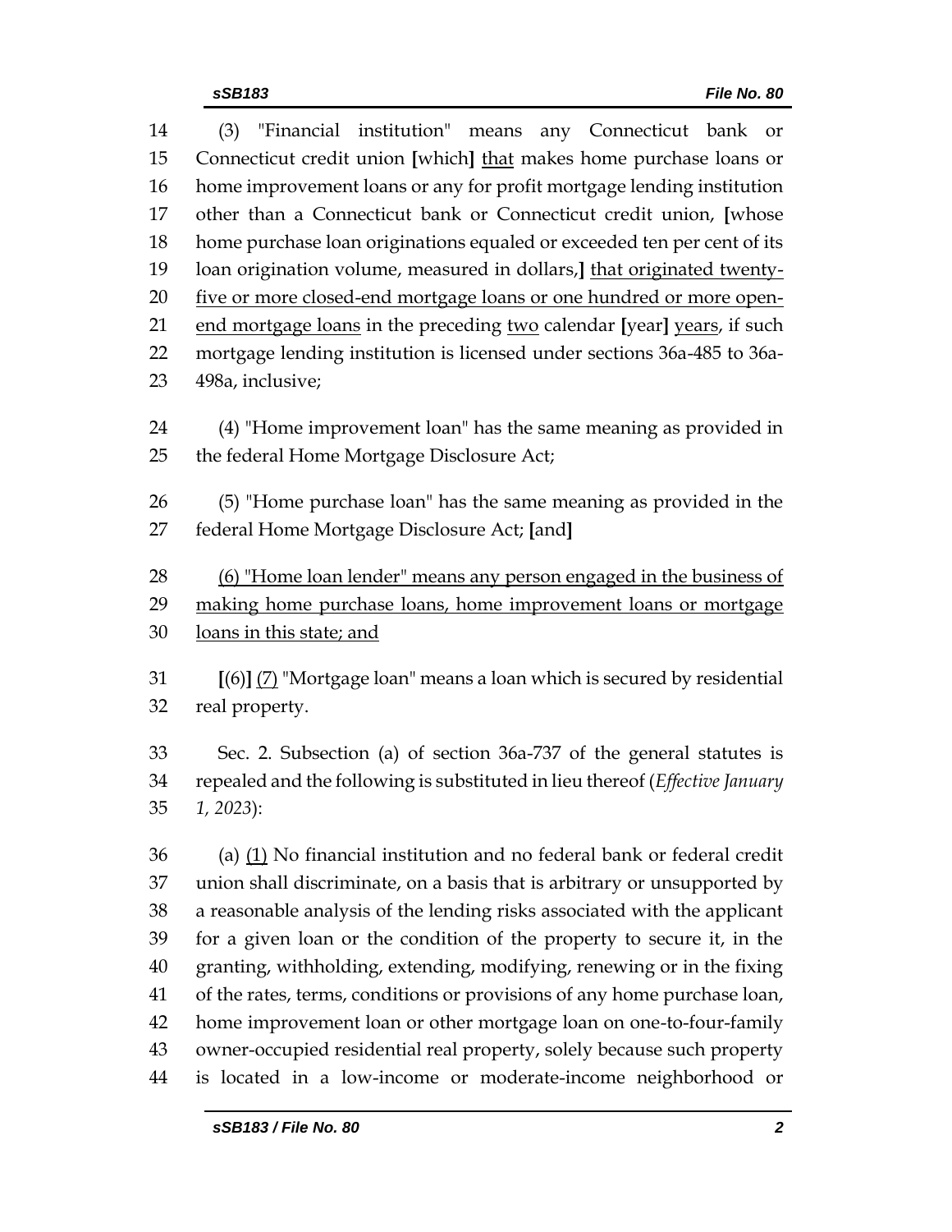(3) "Financial institution" means any Connecticut bank or Connecticut credit union [which] <u>that</u> makes home purchase loans or home improvement loans or any for profit mortgage lending institution other than a Connecticut bank or Connecticut credit union, [whose home purchase loan originations equaled or exceeded ten per cent of its loan origination volume, measured in dollars,] <u>that originated twenty-five or more closed-end mortgage loans or one hundred or more open-end mortgage loans</u> in the preceding <u>two</u> calendar [year] <u>years</u>, if such mortgage lending institution is licensed under sections 36a-485 to 36a-498a, inclusive;

(4) "Home improvement loan" has the same meaning as provided in the federal Home Mortgage Disclosure Act;

(5) "Home purchase loan" has the same meaning as provided in the federal Home Mortgage Disclosure Act; [and]

<u>(6) "Home loan lender" means any person engaged in the business of making home purchase loans, home improvement loans or mortgage loans in this state; and</u>

[(6)] <u>(7)</u> "Mortgage loan" means a loan which is secured by residential real property.

Sec. 2. Subsection (a) of section 36a-737 of the general statutes is repealed and the following is substituted in lieu thereof (*Effective January 1, 2023*):

(a) <u>(1)</u> No financial institution and no federal bank or federal credit union shall discriminate, on a basis that is arbitrary or unsupported by a reasonable analysis of the lending risks associated with the applicant for a given loan or the condition of the property to secure it, in the granting, withholding, extending, modifying, renewing or in the fixing of the rates, terms, conditions or provisions of any home purchase loan, home improvement loan or other mortgage loan on one-to-four-family owner-occupied residential real property, solely because such property is located in a low-income or moderate-income neighborhood or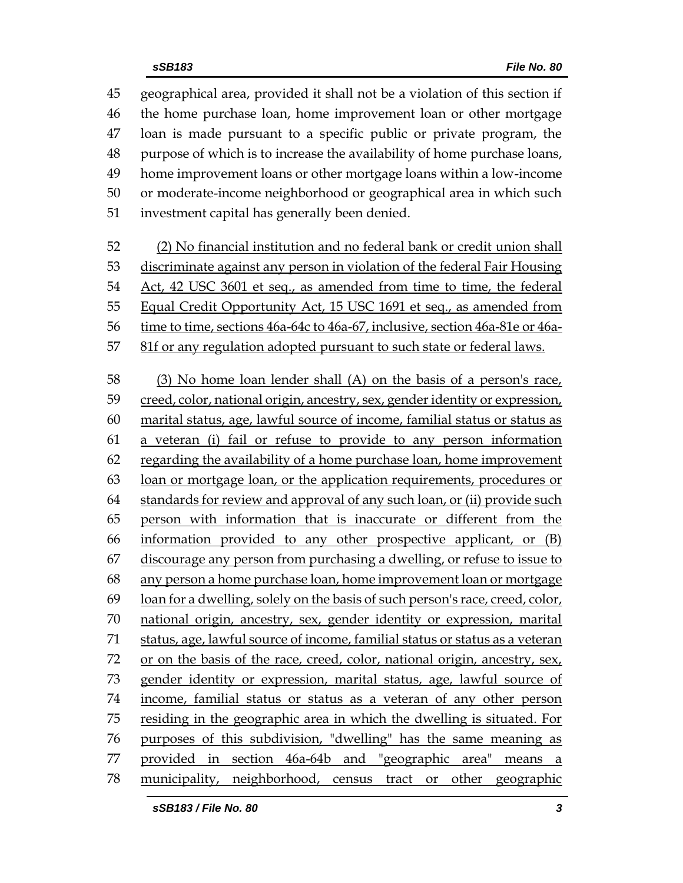geographical area, provided it shall not be a violation of this section if the home purchase loan, home improvement loan or other mortgage loan is made pursuant to a specific public or private program, the purpose of which is to increase the availability of home purchase loans, home improvement loans or other mortgage loans within a low-income or moderate-income neighborhood or geographical area in which such investment capital has generally been denied.

(2) No financial institution and no federal bank or credit union shall discriminate against any person in violation of the federal Fair Housing Act, 42 USC 3601 et seq., as amended from time to time, the federal Equal Credit Opportunity Act, 15 USC 1691 et seq., as amended from time to time, sections 46a-64c to 46a-67, inclusive, section 46a-81e or 46a-81f or any regulation adopted pursuant to such state or federal laws.

(3) No home loan lender shall (A) on the basis of a person's race, creed, color, national origin, ancestry, sex, gender identity or expression, marital status, age, lawful source of income, familial status or status as a veteran (i) fail or refuse to provide to any person information regarding the availability of a home purchase loan, home improvement loan or mortgage loan, or the application requirements, procedures or standards for review and approval of any such loan, or (ii) provide such person with information that is inaccurate or different from the information provided to any other prospective applicant, or (B) discourage any person from purchasing a dwelling, or refuse to issue to any person a home purchase loan, home improvement loan or mortgage loan for a dwelling, solely on the basis of such person's race, creed, color, national origin, ancestry, sex, gender identity or expression, marital status, age, lawful source of income, familial status or status as a veteran or on the basis of the race, creed, color, national origin, ancestry, sex, gender identity or expression, marital status, age, lawful source of income, familial status or status as a veteran of any other person residing in the geographic area in which the dwelling is situated. For purposes of this subdivision, "dwelling" has the same meaning as provided in section 46a-64b and "geographic area" means a municipality, neighborhood, census tract or other geographic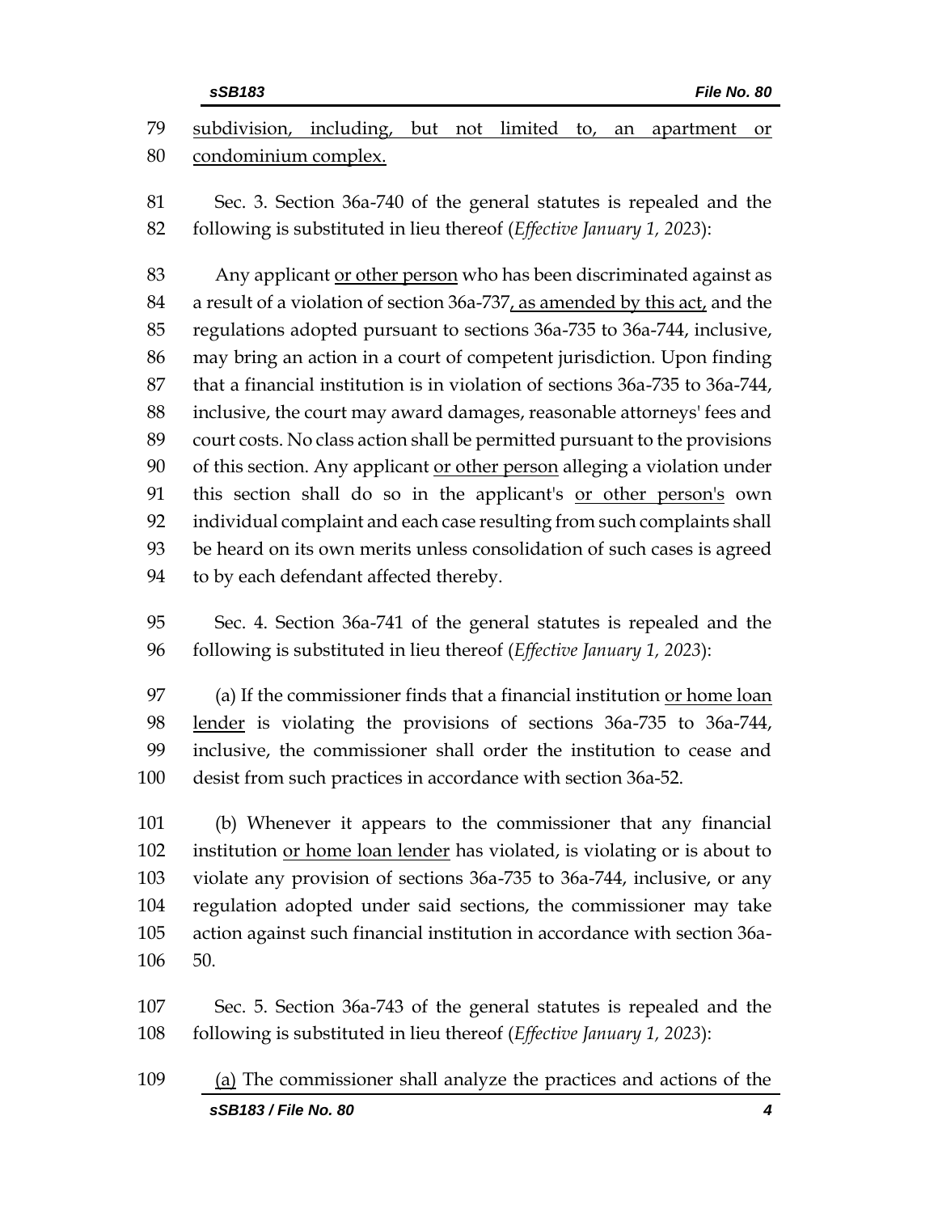subdivision, including, but not limited to, an apartment or condominium complex.

Sec. 3. Section 36a-740 of the general statutes is repealed and the following is substituted in lieu thereof (*Effective January 1, 2023*):

Any applicant or other person who has been discriminated against as a result of a violation of section 36a-737, as amended by this act, and the regulations adopted pursuant to sections 36a-735 to 36a-744, inclusive, may bring an action in a court of competent jurisdiction. Upon finding that a financial institution is in violation of sections 36a-735 to 36a-744, inclusive, the court may award damages, reasonable attorneys' fees and court costs. No class action shall be permitted pursuant to the provisions of this section. Any applicant or other person alleging a violation under this section shall do so in the applicant's or other person's own individual complaint and each case resulting from such complaints shall be heard on its own merits unless consolidation of such cases is agreed to by each defendant affected thereby.

Sec. 4. Section 36a-741 of the general statutes is repealed and the following is substituted in lieu thereof (*Effective January 1, 2023*):

(a) If the commissioner finds that a financial institution or home loan lender is violating the provisions of sections 36a-735 to 36a-744, inclusive, the commissioner shall order the institution to cease and desist from such practices in accordance with section 36a-52.

(b) Whenever it appears to the commissioner that any financial institution or home loan lender has violated, is violating or is about to violate any provision of sections 36a-735 to 36a-744, inclusive, or any regulation adopted under said sections, the commissioner may take action against such financial institution in accordance with section 36a-50.

Sec. 5. Section 36a-743 of the general statutes is repealed and the following is substituted in lieu thereof (*Effective January 1, 2023*):

(a) The commissioner shall analyze the practices and actions of the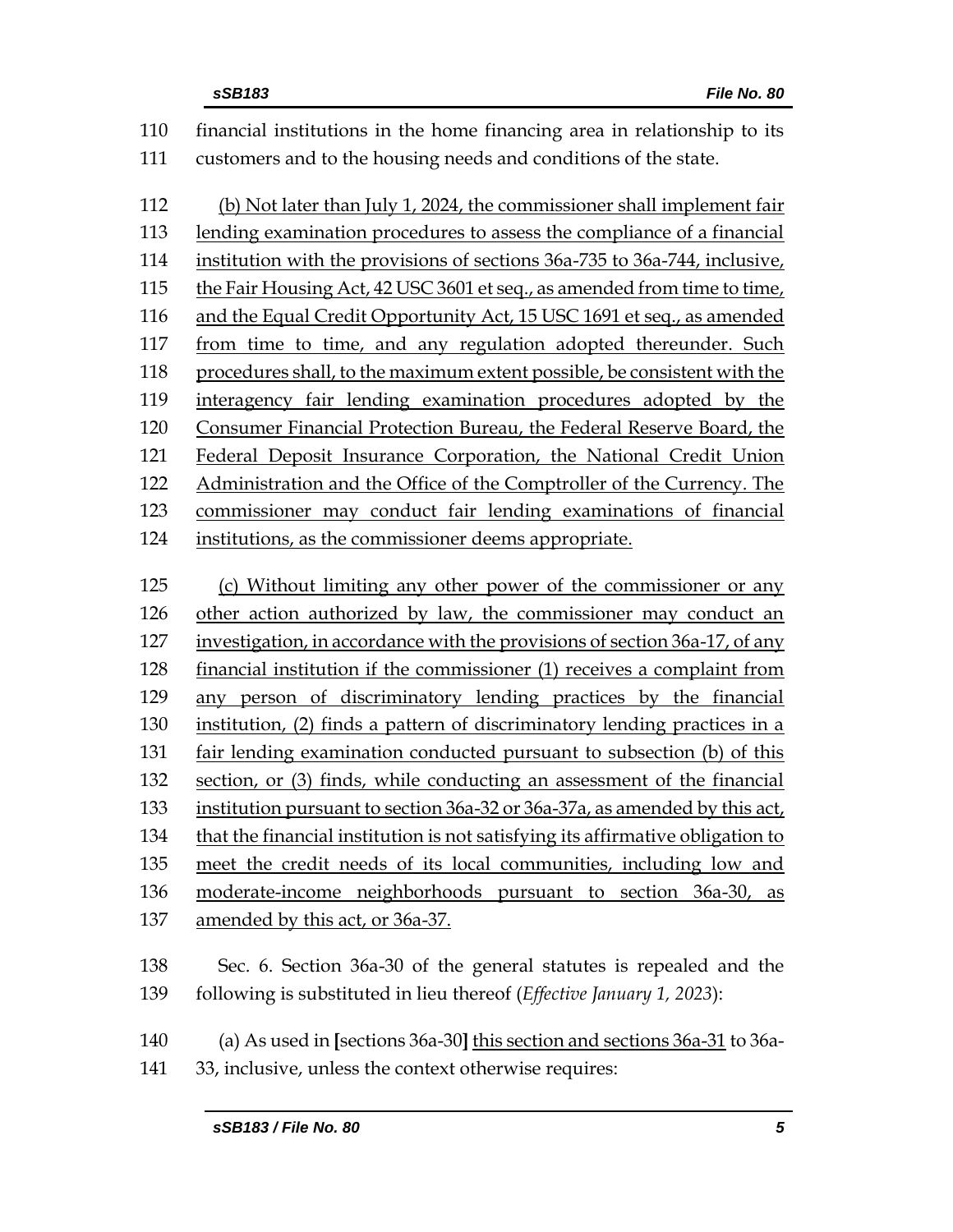financial institutions in the home financing area in relationship to its customers and to the housing needs and conditions of the state.

<u>(b) Not later than July 1, 2024, the commissioner shall implement fair lending examination procedures to assess the compliance of a financial institution with the provisions of sections 36a-735 to 36a-744, inclusive, the Fair Housing Act, 42 USC 3601 et seq., as amended from time to time, and the Equal Credit Opportunity Act, 15 USC 1691 et seq., as amended from time to time, and any regulation adopted thereunder. Such procedures shall, to the maximum extent possible, be consistent with the interagency fair lending examination procedures adopted by the Consumer Financial Protection Bureau, the Federal Reserve Board, the Federal Deposit Insurance Corporation, the National Credit Union Administration and the Office of the Comptroller of the Currency. The commissioner may conduct fair lending examinations of financial institutions, as the commissioner deems appropriate.</u>

<u>(c) Without limiting any other power of the commissioner or any other action authorized by law, the commissioner may conduct an investigation, in accordance with the provisions of section 36a-17, of any financial institution if the commissioner (1) receives a complaint from any person of discriminatory lending practices by the financial institution, (2) finds a pattern of discriminatory lending practices in a fair lending examination conducted pursuant to subsection (b) of this section, or (3) finds, while conducting an assessment of the financial institution pursuant to section 36a-32 or 36a-37a, as amended by this act, that the financial institution is not satisfying its affirmative obligation to meet the credit needs of its local communities, including low and moderate-income neighborhoods pursuant to section 36a-30, as amended by this act, or 36a-37.</u>

Sec. 6. Section 36a-30 of the general statutes is repealed and the following is substituted in lieu thereof (*Effective January 1, 2023*):

(a) As used in **[**sections 36a-30**]** <u>this section and sections 36a-31</u> to 36a-33, inclusive, unless the context otherwise requires: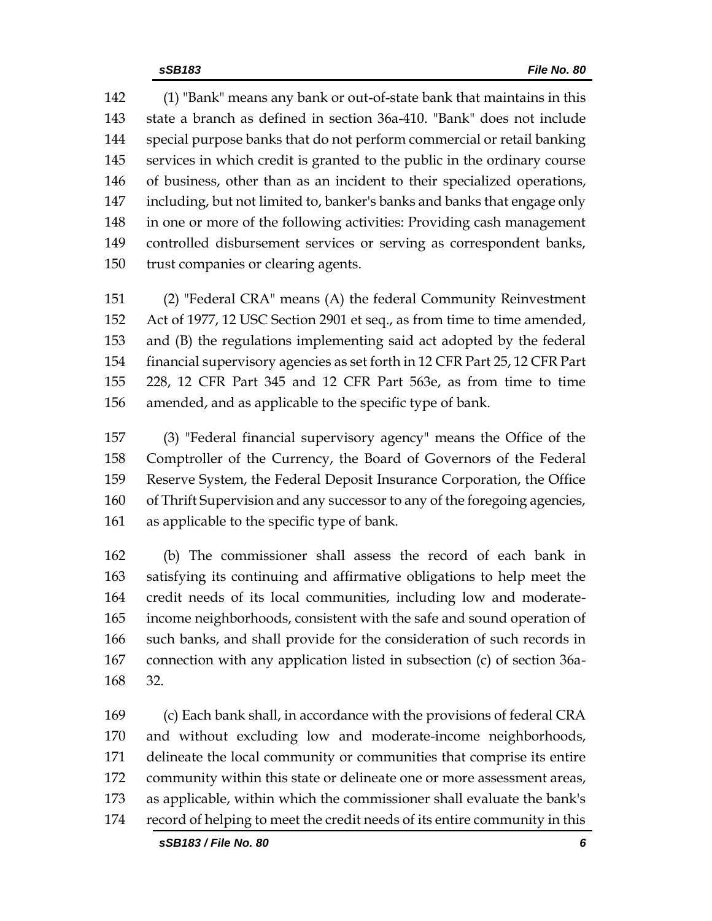(1) "Bank" means any bank or out-of-state bank that maintains in this state a branch as defined in section 36a-410. "Bank" does not include special purpose banks that do not perform commercial or retail banking services in which credit is granted to the public in the ordinary course of business, other than as an incident to their specialized operations, including, but not limited to, banker's banks and banks that engage only in one or more of the following activities: Providing cash management controlled disbursement services or serving as correspondent banks, trust companies or clearing agents.

(2) "Federal CRA" means (A) the federal Community Reinvestment Act of 1977, 12 USC Section 2901 et seq., as from time to time amended, and (B) the regulations implementing said act adopted by the federal financial supervisory agencies as set forth in 12 CFR Part 25, 12 CFR Part 228, 12 CFR Part 345 and 12 CFR Part 563e, as from time to time amended, and as applicable to the specific type of bank.

(3) "Federal financial supervisory agency" means the Office of the Comptroller of the Currency, the Board of Governors of the Federal Reserve System, the Federal Deposit Insurance Corporation, the Office of Thrift Supervision and any successor to any of the foregoing agencies, as applicable to the specific type of bank.

(b) The commissioner shall assess the record of each bank in satisfying its continuing and affirmative obligations to help meet the credit needs of its local communities, including low and moderate-income neighborhoods, consistent with the safe and sound operation of such banks, and shall provide for the consideration of such records in connection with any application listed in subsection (c) of section 36a-32.

(c) Each bank shall, in accordance with the provisions of federal CRA and without excluding low and moderate-income neighborhoods, delineate the local community or communities that comprise its entire community within this state or delineate one or more assessment areas, as applicable, within which the commissioner shall evaluate the bank's record of helping to meet the credit needs of its entire community in this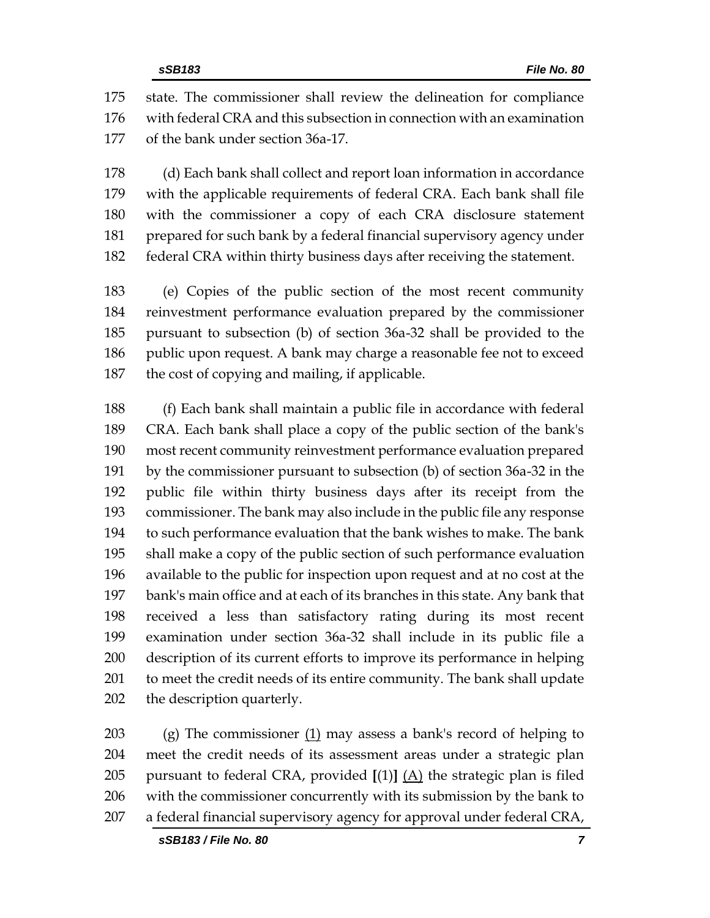175 state. The commissioner shall review the delineation for compliance
176 with federal CRA and this subsection in connection with an examination
177 of the bank under section 36a-17.

178 (d) Each bank shall collect and report loan information in accordance
179 with the applicable requirements of federal CRA. Each bank shall file
180 with the commissioner a copy of each CRA disclosure statement
181 prepared for such bank by a federal financial supervisory agency under
182 federal CRA within thirty business days after receiving the statement.

183 (e) Copies of the public section of the most recent community
184 reinvestment performance evaluation prepared by the commissioner
185 pursuant to subsection (b) of section 36a-32 shall be provided to the
186 public upon request. A bank may charge a reasonable fee not to exceed
187 the cost of copying and mailing, if applicable.

188 (f) Each bank shall maintain a public file in accordance with federal
189 CRA. Each bank shall place a copy of the public section of the bank's
190 most recent community reinvestment performance evaluation prepared
191 by the commissioner pursuant to subsection (b) of section 36a-32 in the
192 public file within thirty business days after its receipt from the
193 commissioner. The bank may also include in the public file any response
194 to such performance evaluation that the bank wishes to make. The bank
195 shall make a copy of the public section of such performance evaluation
196 available to the public for inspection upon request and at no cost at the
197 bank's main office and at each of its branches in this state. Any bank that
198 received a less than satisfactory rating during its most recent
199 examination under section 36a-32 shall include in its public file a
200 description of its current efforts to improve its performance in helping
201 to meet the credit needs of its entire community. The bank shall update
202 the description quarterly.

203 (g) The commissioner <u>(1)</u> may assess a bank's record of helping to
204 meet the credit needs of its assessment areas under a strategic plan
205 pursuant to federal CRA, provided **[**(1)**]** <u>(A)</u> the strategic plan is filed
206 with the commissioner concurrently with its submission by the bank to
207 a federal financial supervisory agency for approval under federal CRA,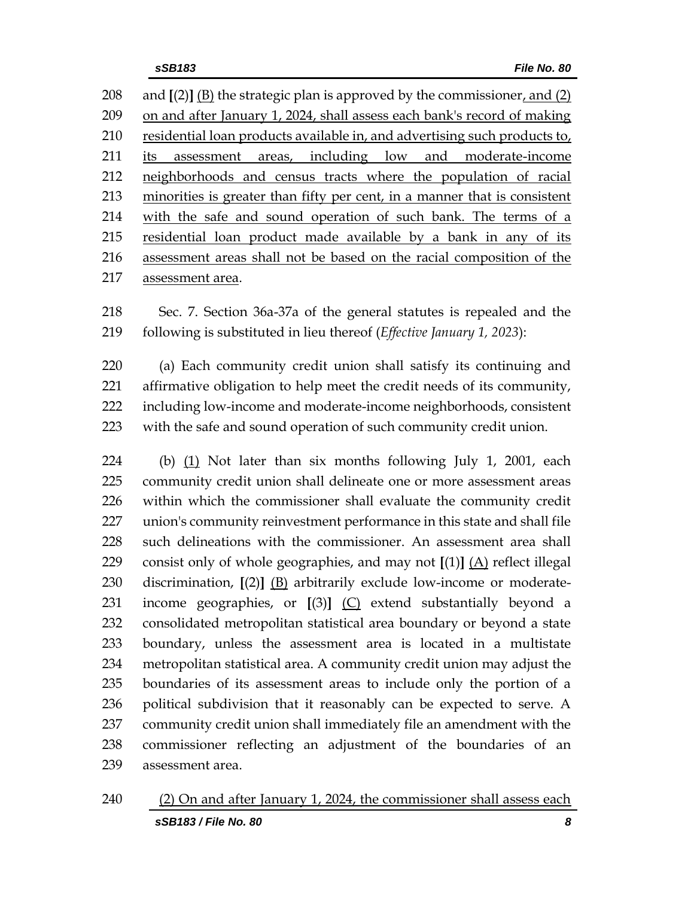208 and [(2)] <u>(B)</u> the strategic plan is approved by the commissioner<u>, and (2)</u>
209 <u>on and after January 1, 2024, shall assess each bank's record of making</u>
210 <u>residential loan products available in, and advertising such products to,</u>
211 <u>its assessment areas, including low and moderate-income</u>
212 <u>neighborhoods and census tracts where the population of racial</u>
213 <u>minorities is greater than fifty per cent, in a manner that is consistent</u>
214 <u>with the safe and sound operation of such bank. The terms of a</u>
215 <u>residential loan product made available by a bank in any of its</u>
216 <u>assessment areas shall not be based on the racial composition of the</u>
217 <u>assessment area</u>.

218 Sec. 7. Section 36a-37a of the general statutes is repealed and the
219 following is substituted in lieu thereof (*Effective January 1, 2023*):

220 (a) Each community credit union shall satisfy its continuing and
221 affirmative obligation to help meet the credit needs of its community,
222 including low-income and moderate-income neighborhoods, consistent
223 with the safe and sound operation of such community credit union.

224 (b) <u>(1)</u> Not later than six months following July 1, 2001, each
225 community credit union shall delineate one or more assessment areas
226 within which the commissioner shall evaluate the community credit
227 union's community reinvestment performance in this state and shall file
228 such delineations with the commissioner. An assessment area shall
229 consist only of whole geographies, and may not [(1)] <u>(A)</u> reflect illegal
230 discrimination, [(2)] <u>(B)</u> arbitrarily exclude low-income or moderate-
231 income geographies, or [(3)] <u>(C)</u> extend substantially beyond a
232 consolidated metropolitan statistical area boundary or beyond a state
233 boundary, unless the assessment area is located in a multistate
234 metropolitan statistical area. A community credit union may adjust the
235 boundaries of its assessment areas to include only the portion of a
236 political subdivision that it reasonably can be expected to serve. A
237 community credit union shall immediately file an amendment with the
238 commissioner reflecting an adjustment of the boundaries of an
239 assessment area.

240 <u>(2) On and after January 1, 2024, the commissioner shall assess each</u>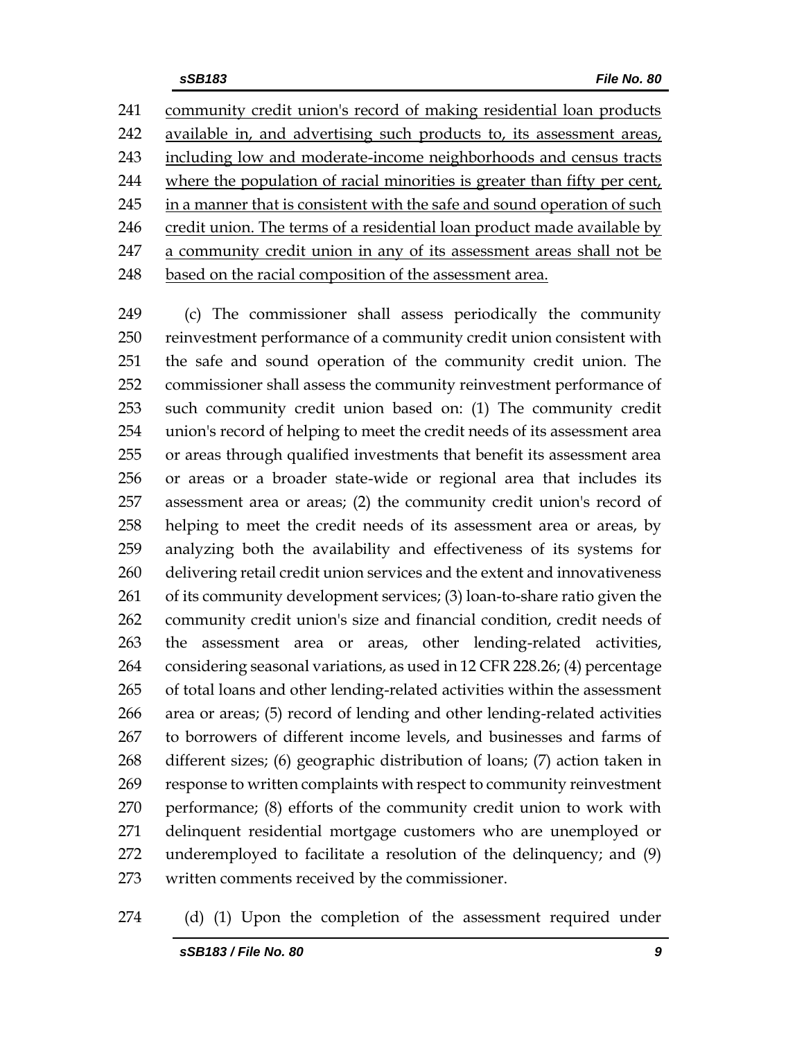community credit union's record of making residential loan products available in, and advertising such products to, its assessment areas, including low and moderate-income neighborhoods and census tracts where the population of racial minorities is greater than fifty per cent, in a manner that is consistent with the safe and sound operation of such credit union. The terms of a residential loan product made available by a community credit union in any of its assessment areas shall not be based on the racial composition of the assessment area.

(c) The commissioner shall assess periodically the community reinvestment performance of a community credit union consistent with the safe and sound operation of the community credit union. The commissioner shall assess the community reinvestment performance of such community credit union based on: (1) The community credit union's record of helping to meet the credit needs of its assessment area or areas through qualified investments that benefit its assessment area or areas or a broader state-wide or regional area that includes its assessment area or areas; (2) the community credit union's record of helping to meet the credit needs of its assessment area or areas, by analyzing both the availability and effectiveness of its systems for delivering retail credit union services and the extent and innovativeness of its community development services; (3) loan-to-share ratio given the community credit union's size and financial condition, credit needs of the assessment area or areas, other lending-related activities, considering seasonal variations, as used in 12 CFR 228.26; (4) percentage of total loans and other lending-related activities within the assessment area or areas; (5) record of lending and other lending-related activities to borrowers of different income levels, and businesses and farms of different sizes; (6) geographic distribution of loans; (7) action taken in response to written complaints with respect to community reinvestment performance; (8) efforts of the community credit union to work with delinquent residential mortgage customers who are unemployed or underemployed to facilitate a resolution of the delinquency; and (9) written comments received by the commissioner.

(d) (1) Upon the completion of the assessment required under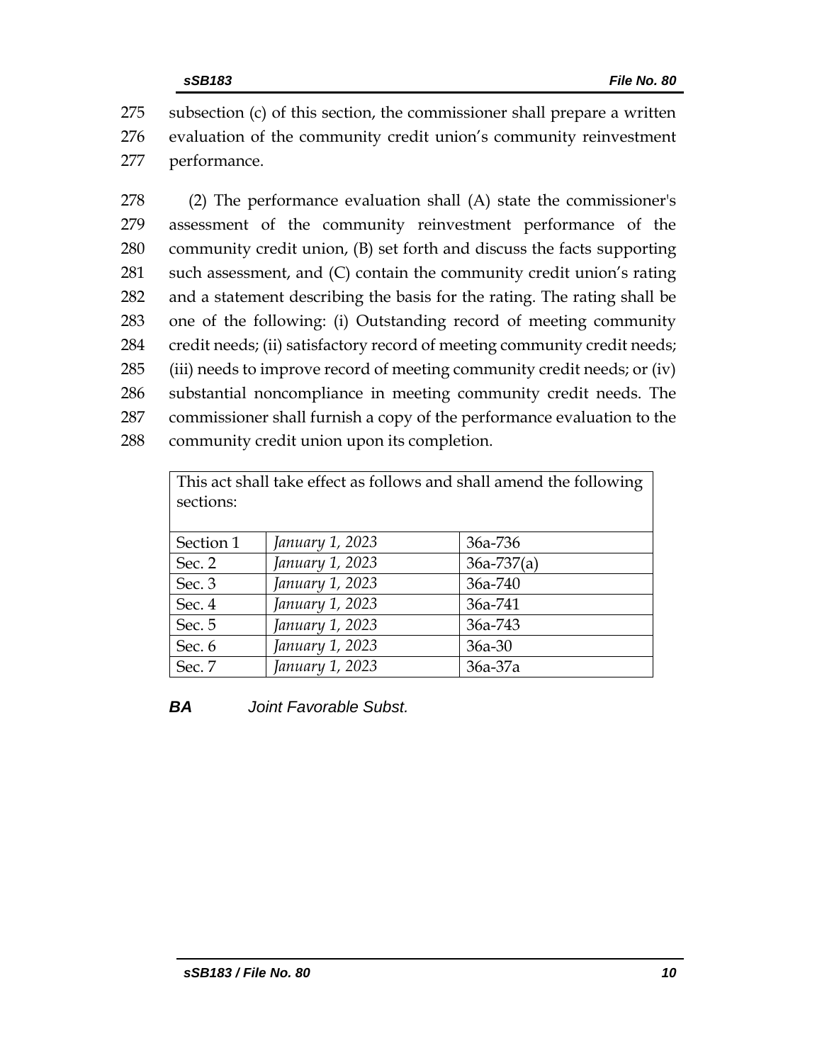275 subsection (c) of this section, the commissioner shall prepare a written
276 evaluation of the community credit union's community reinvestment
277 performance.

278 (2) The performance evaluation shall (A) state the commissioner's
279 assessment of the community reinvestment performance of the
280 community credit union, (B) set forth and discuss the facts supporting
281 such assessment, and (C) contain the community credit union's rating
282 and a statement describing the basis for the rating. The rating shall be
283 one of the following: (i) Outstanding record of meeting community
284 credit needs; (ii) satisfactory record of meeting community credit needs;
285 (iii) needs to improve record of meeting community credit needs; or (iv)
286 substantial noncompliance in meeting community credit needs. The
287 commissioner shall furnish a copy of the performance evaluation to the
288 community credit union upon its completion.

| This act shall take effect as follows and shall amend the following sections: | | |
|---|---|---|
| Section 1 | *January 1, 2023* | 36a-736 |
| Sec. 2 | *January 1, 2023* | 36a-737(a) |
| Sec. 3 | *January 1, 2023* | 36a-740 |
| Sec. 4 | *January 1, 2023* | 36a-741 |
| Sec. 5 | *January 1, 2023* | 36a-743 |
| Sec. 6 | *January 1, 2023* | 36a-30 |
| Sec. 7 | *January 1, 2023* | 36a-37a |

***BA*** *Joint Favorable Subst.*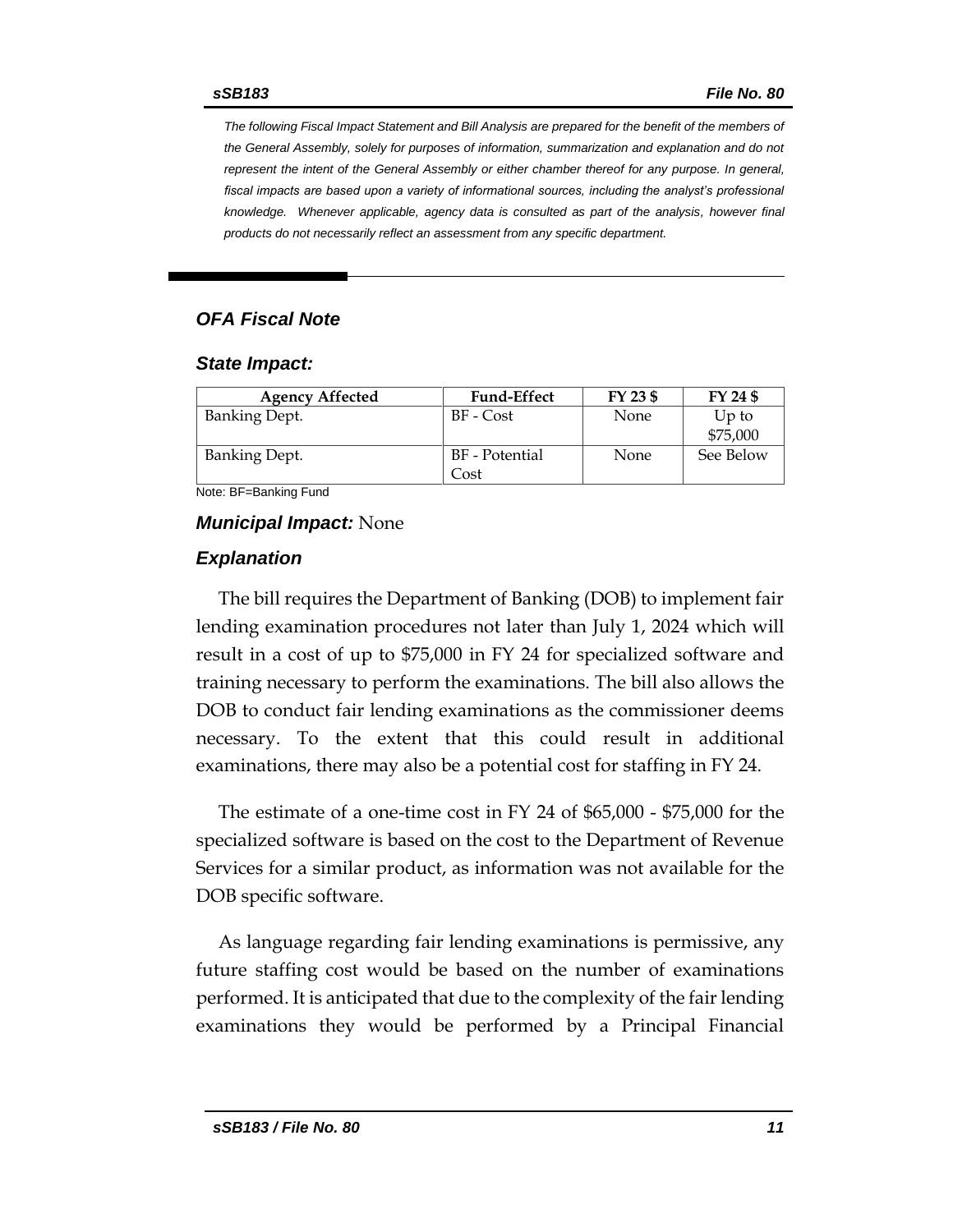*The following Fiscal Impact Statement and Bill Analysis are prepared for the benefit of the members of the General Assembly, solely for purposes of information, summarization and explanation and do not represent the intent of the General Assembly or either chamber thereof for any purpose. In general, fiscal impacts are based upon a variety of informational sources, including the analyst's professional knowledge. Whenever applicable, agency data is consulted as part of the analysis, however final products do not necessarily reflect an assessment from any specific department.*

## *OFA Fiscal Note*

### *State Impact:*

| Agency Affected | Fund-Effect | FY 23 $ | FY 24 $ |
|---|---|---|---|
| Banking Dept. | BF - Cost | None | Up to $75,000 |
| Banking Dept. | BF - Potential Cost | None | See Below |

Note: BF=Banking Fund

***Municipal Impact:*** None

### *Explanation*

The bill requires the Department of Banking (DOB) to implement fair lending examination procedures not later than July 1, 2024 which will result in a cost of up to $75,000 in FY 24 for specialized software and training necessary to perform the examinations. The bill also allows the DOB to conduct fair lending examinations as the commissioner deems necessary. To the extent that this could result in additional examinations, there may also be a potential cost for staffing in FY 24.

The estimate of a one-time cost in FY 24 of $65,000 - $75,000 for the specialized software is based on the cost to the Department of Revenue Services for a similar product, as information was not available for the DOB specific software.

As language regarding fair lending examinations is permissive, any future staffing cost would be based on the number of examinations performed. It is anticipated that due to the complexity of the fair lending examinations they would be performed by a Principal Financial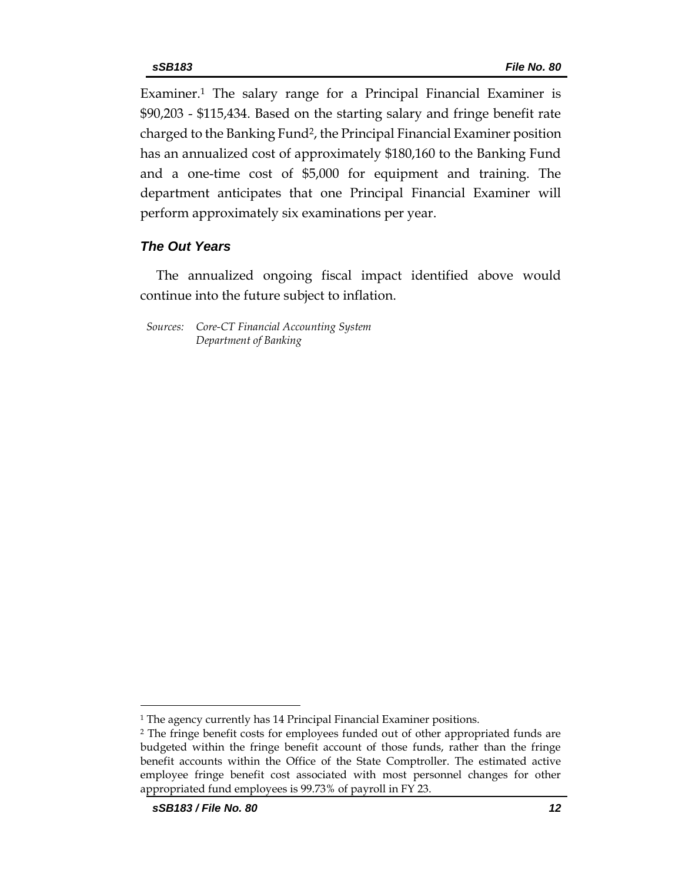Examiner.[1] The salary range for a Principal Financial Examiner is $90,203 - $115,434. Based on the starting salary and fringe benefit rate charged to the Banking Fund[2], the Principal Financial Examiner position has an annualized cost of approximately $180,160 to the Banking Fund and a one-time cost of $5,000 for equipment and training. The department anticipates that one Principal Financial Examiner will perform approximately six examinations per year.

### *The Out Years*

The annualized ongoing fiscal impact identified above would continue into the future subject to inflation.

*Sources: Core-CT Financial Accounting System*
*Department of Banking*

---

[1] The agency currently has 14 Principal Financial Examiner positions.

[2] The fringe benefit costs for employees funded out of other appropriated funds are budgeted within the fringe benefit account of those funds, rather than the fringe benefit accounts within the Office of the State Comptroller. The estimated active employee fringe benefit cost associated with most personnel changes for other appropriated fund employees is 99.73% of payroll in FY 23.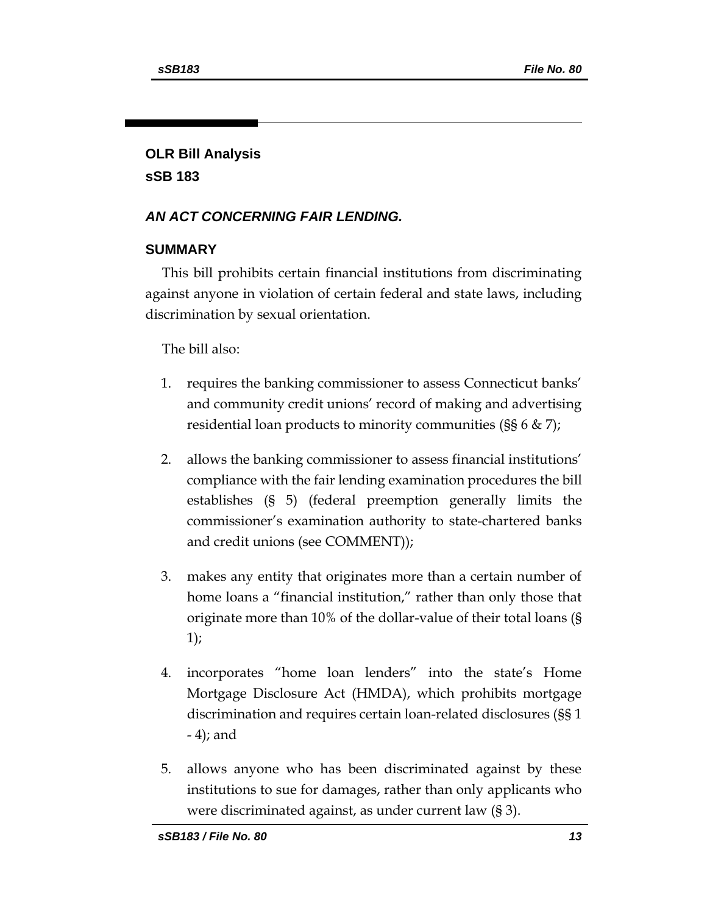## OLR Bill Analysis
## sSB 183

### *AN ACT CONCERNING FAIR LENDING.*

### SUMMARY

This bill prohibits certain financial institutions from discriminating against anyone in violation of certain federal and state laws, including discrimination by sexual orientation.

The bill also:

1. requires the banking commissioner to assess Connecticut banks' and community credit unions' record of making and advertising residential loan products to minority communities (§§ 6 & 7);
2. allows the banking commissioner to assess financial institutions' compliance with the fair lending examination procedures the bill establishes (§ 5) (federal preemption generally limits the commissioner's examination authority to state-chartered banks and credit unions (see COMMENT));
3. makes any entity that originates more than a certain number of home loans a "financial institution," rather than only those that originate more than 10% of the dollar-value of their total loans (§ 1);
4. incorporates "home loan lenders" into the state's Home Mortgage Disclosure Act (HMDA), which prohibits mortgage discrimination and requires certain loan-related disclosures (§§ 1 - 4); and
5. allows anyone who has been discriminated against by these institutions to sue for damages, rather than only applicants who were discriminated against, as under current law (§ 3).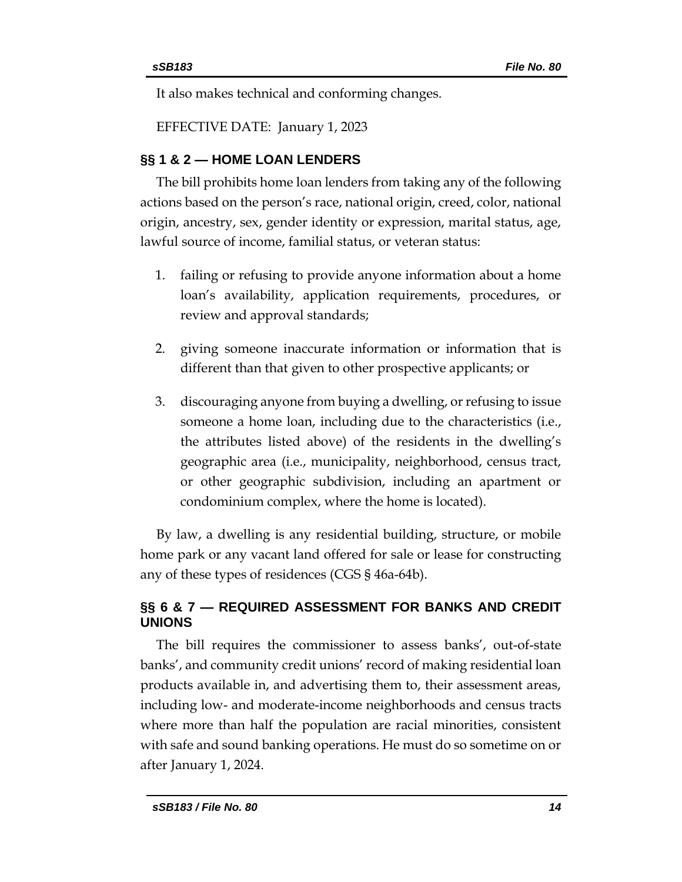It also makes technical and conforming changes.

EFFECTIVE DATE: January 1, 2023

## §§ 1 & 2 — HOME LOAN LENDERS

The bill prohibits home loan lenders from taking any of the following actions based on the person's race, national origin, creed, color, national origin, ancestry, sex, gender identity or expression, marital status, age, lawful source of income, familial status, or veteran status:

1. failing or refusing to provide anyone information about a home loan's availability, application requirements, procedures, or review and approval standards;
2. giving someone inaccurate information or information that is different than that given to other prospective applicants; or
3. discouraging anyone from buying a dwelling, or refusing to issue someone a home loan, including due to the characteristics (i.e., the attributes listed above) of the residents in the dwelling's geographic area (i.e., municipality, neighborhood, census tract, or other geographic subdivision, including an apartment or condominium complex, where the home is located).

By law, a dwelling is any residential building, structure, or mobile home park or any vacant land offered for sale or lease for constructing any of these types of residences (CGS § 46a-64b).

## §§ 6 & 7 — REQUIRED ASSESSMENT FOR BANKS AND CREDIT UNIONS

The bill requires the commissioner to assess banks', out-of-state banks', and community credit unions' record of making residential loan products available in, and advertising them to, their assessment areas, including low- and moderate-income neighborhoods and census tracts where more than half the population are racial minorities, consistent with safe and sound banking operations. He must do so sometime on or after January 1, 2024.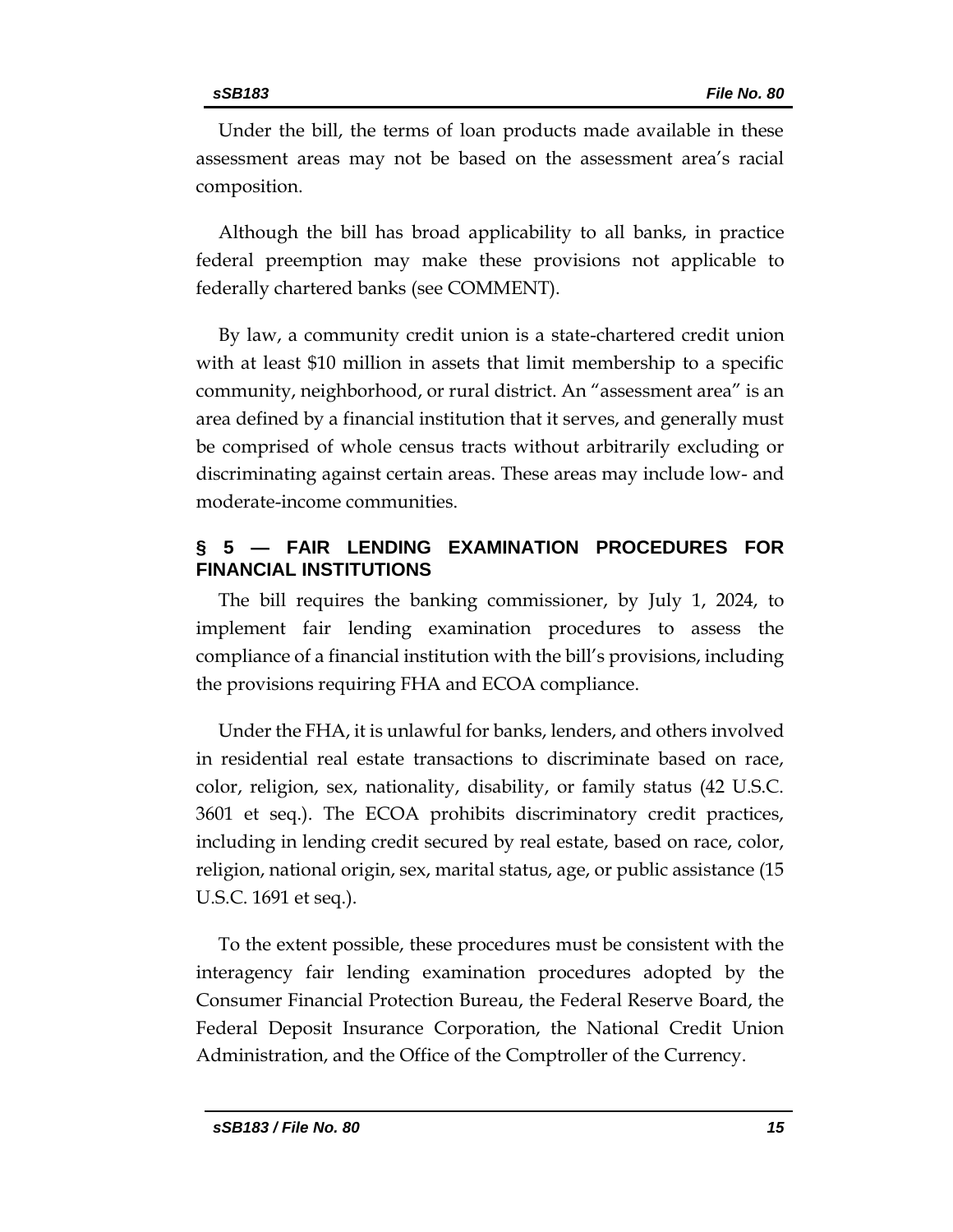Under the bill, the terms of loan products made available in these assessment areas may not be based on the assessment area's racial composition.

Although the bill has broad applicability to all banks, in practice federal preemption may make these provisions not applicable to federally chartered banks (see COMMENT).

By law, a community credit union is a state-chartered credit union with at least $10 million in assets that limit membership to a specific community, neighborhood, or rural district. An "assessment area" is an area defined by a financial institution that it serves, and generally must be comprised of whole census tracts without arbitrarily excluding or discriminating against certain areas. These areas may include low- and moderate-income communities.

## § 5 — FAIR LENDING EXAMINATION PROCEDURES FOR FINANCIAL INSTITUTIONS

The bill requires the banking commissioner, by July 1, 2024, to implement fair lending examination procedures to assess the compliance of a financial institution with the bill's provisions, including the provisions requiring FHA and ECOA compliance.

Under the FHA, it is unlawful for banks, lenders, and others involved in residential real estate transactions to discriminate based on race, color, religion, sex, nationality, disability, or family status (42 U.S.C. 3601 et seq.). The ECOA prohibits discriminatory credit practices, including in lending credit secured by real estate, based on race, color, religion, national origin, sex, marital status, age, or public assistance (15 U.S.C. 1691 et seq.).

To the extent possible, these procedures must be consistent with the interagency fair lending examination procedures adopted by the Consumer Financial Protection Bureau, the Federal Reserve Board, the Federal Deposit Insurance Corporation, the National Credit Union Administration, and the Office of the Comptroller of the Currency.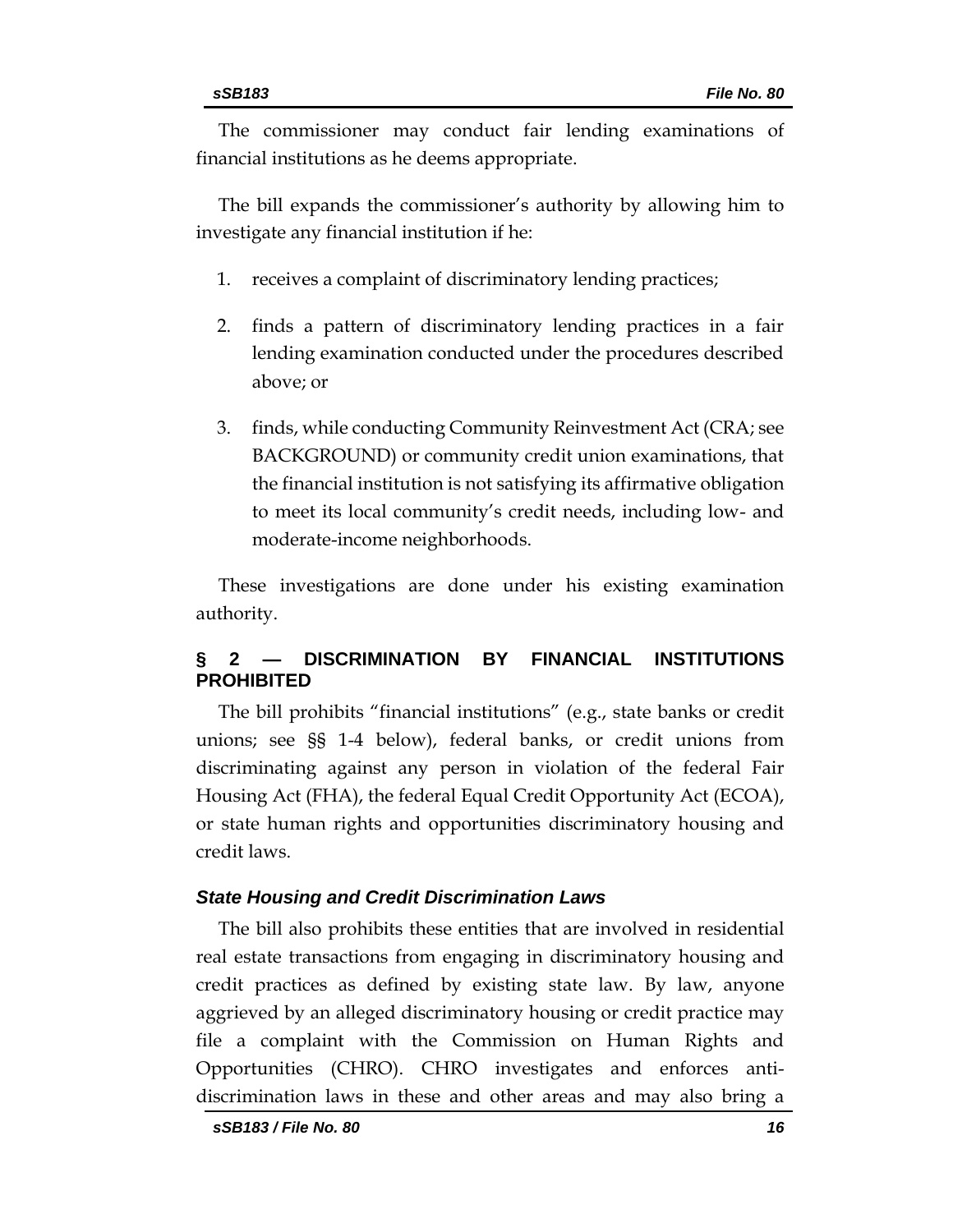The commissioner may conduct fair lending examinations of financial institutions as he deems appropriate.

The bill expands the commissioner's authority by allowing him to investigate any financial institution if he:

1. receives a complaint of discriminatory lending practices;
2. finds a pattern of discriminatory lending practices in a fair lending examination conducted under the procedures described above; or
3. finds, while conducting Community Reinvestment Act (CRA; see BACKGROUND) or community credit union examinations, that the financial institution is not satisfying its affirmative obligation to meet its local community's credit needs, including low- and moderate-income neighborhoods.

These investigations are done under his existing examination authority.

## § 2 — DISCRIMINATION BY FINANCIAL INSTITUTIONS PROHIBITED

The bill prohibits "financial institutions" (e.g., state banks or credit unions; see §§ 1-4 below), federal banks, or credit unions from discriminating against any person in violation of the federal Fair Housing Act (FHA), the federal Equal Credit Opportunity Act (ECOA), or state human rights and opportunities discriminatory housing and credit laws.

### *State Housing and Credit Discrimination Laws*

The bill also prohibits these entities that are involved in residential real estate transactions from engaging in discriminatory housing and credit practices as defined by existing state law. By law, anyone aggrieved by an alleged discriminatory housing or credit practice may file a complaint with the Commission on Human Rights and Opportunities (CHRO). CHRO investigates and enforces anti-discrimination laws in these and other areas and may also bring a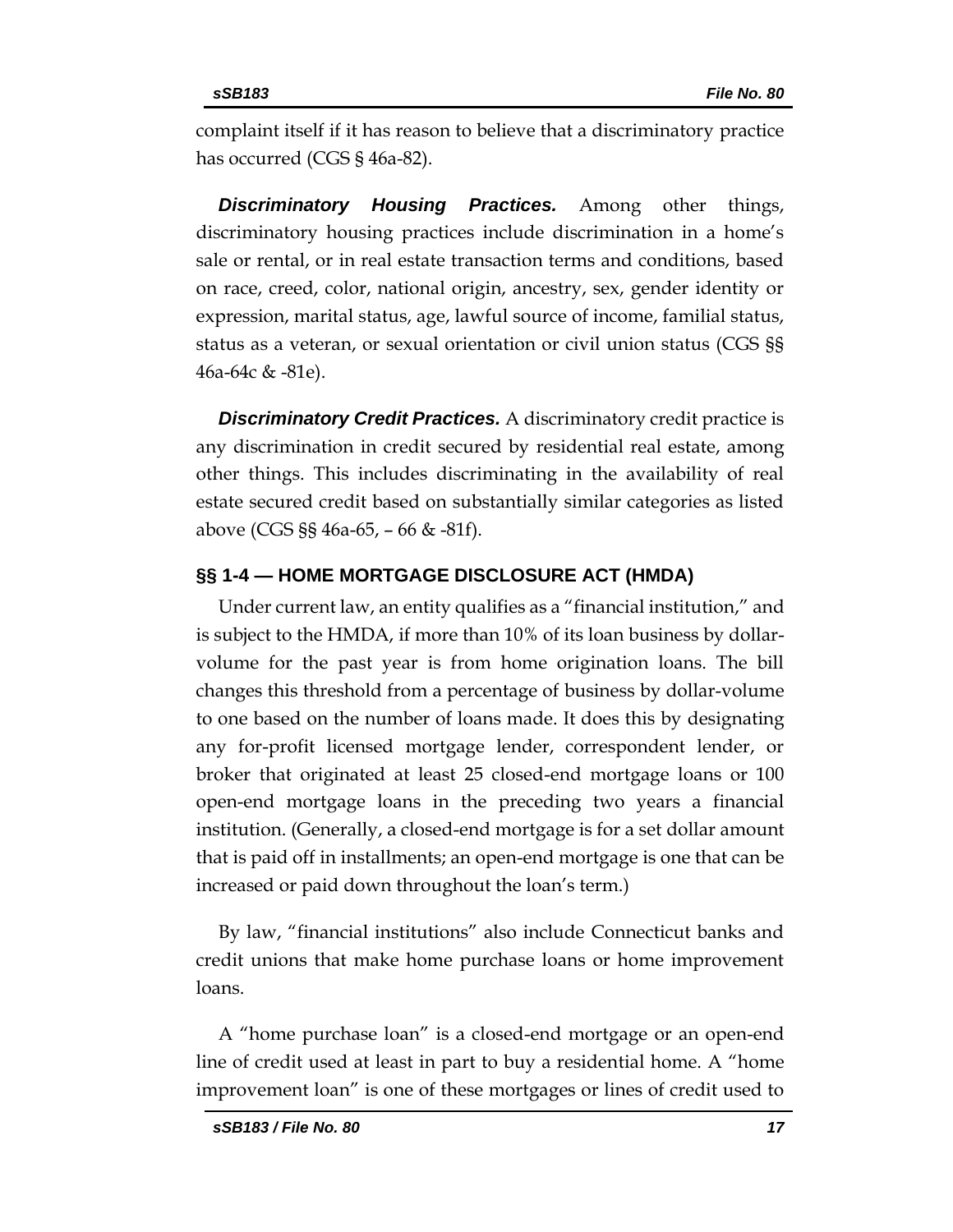complaint itself if it has reason to believe that a discriminatory practice has occurred (CGS § 46a-82).

***Discriminatory Housing Practices.*** Among other things, discriminatory housing practices include discrimination in a home's sale or rental, or in real estate transaction terms and conditions, based on race, creed, color, national origin, ancestry, sex, gender identity or expression, marital status, age, lawful source of income, familial status, status as a veteran, or sexual orientation or civil union status (CGS §§ 46a-64c & -81e).

***Discriminatory Credit Practices.*** A discriminatory credit practice is any discrimination in credit secured by residential real estate, among other things. This includes discriminating in the availability of real estate secured credit based on substantially similar categories as listed above (CGS §§ 46a-65, – 66 & -81f).

## §§ 1-4 — HOME MORTGAGE DISCLOSURE ACT (HMDA)

Under current law, an entity qualifies as a "financial institution," and is subject to the HMDA, if more than 10% of its loan business by dollar-volume for the past year is from home origination loans. The bill changes this threshold from a percentage of business by dollar-volume to one based on the number of loans made. It does this by designating any for-profit licensed mortgage lender, correspondent lender, or broker that originated at least 25 closed-end mortgage loans or 100 open-end mortgage loans in the preceding two years a financial institution. (Generally, a closed-end mortgage is for a set dollar amount that is paid off in installments; an open-end mortgage is one that can be increased or paid down throughout the loan's term.)

By law, "financial institutions" also include Connecticut banks and credit unions that make home purchase loans or home improvement loans.

A "home purchase loan" is a closed-end mortgage or an open-end line of credit used at least in part to buy a residential home. A "home improvement loan" is one of these mortgages or lines of credit used to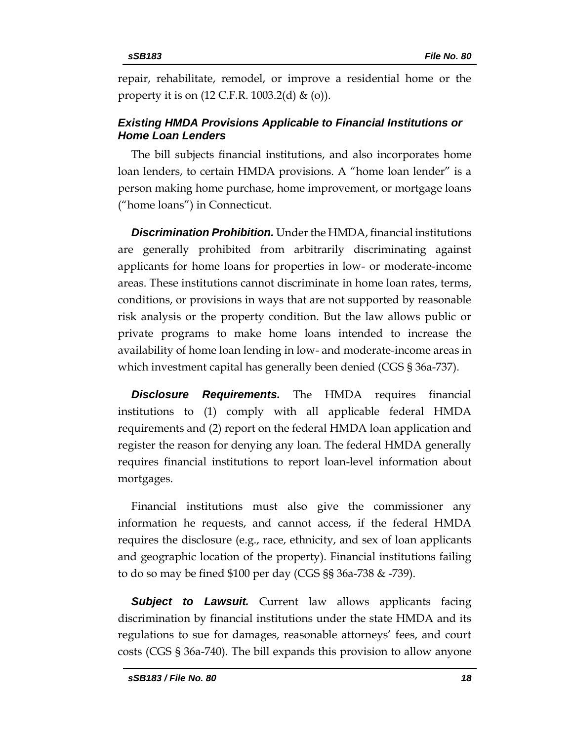repair, rehabilitate, remodel, or improve a residential home or the property it is on (12 C.F.R. 1003.2(d) & (o)).

### *Existing HMDA Provisions Applicable to Financial Institutions or Home Loan Lenders*

The bill subjects financial institutions, and also incorporates home loan lenders, to certain HMDA provisions. A "home loan lender" is a person making home purchase, home improvement, or mortgage loans ("home loans") in Connecticut.

***Discrimination Prohibition.*** Under the HMDA, financial institutions are generally prohibited from arbitrarily discriminating against applicants for home loans for properties in low- or moderate-income areas. These institutions cannot discriminate in home loan rates, terms, conditions, or provisions in ways that are not supported by reasonable risk analysis or the property condition. But the law allows public or private programs to make home loans intended to increase the availability of home loan lending in low- and moderate-income areas in which investment capital has generally been denied (CGS § 36a-737).

***Disclosure Requirements.*** The HMDA requires financial institutions to (1) comply with all applicable federal HMDA requirements and (2) report on the federal HMDA loan application and register the reason for denying any loan. The federal HMDA generally requires financial institutions to report loan-level information about mortgages.

Financial institutions must also give the commissioner any information he requests, and cannot access, if the federal HMDA requires the disclosure (e.g., race, ethnicity, and sex of loan applicants and geographic location of the property). Financial institutions failing to do so may be fined $100 per day (CGS §§ 36a-738 & -739).

***Subject to Lawsuit.*** Current law allows applicants facing discrimination by financial institutions under the state HMDA and its regulations to sue for damages, reasonable attorneys' fees, and court costs (CGS § 36a-740). The bill expands this provision to allow anyone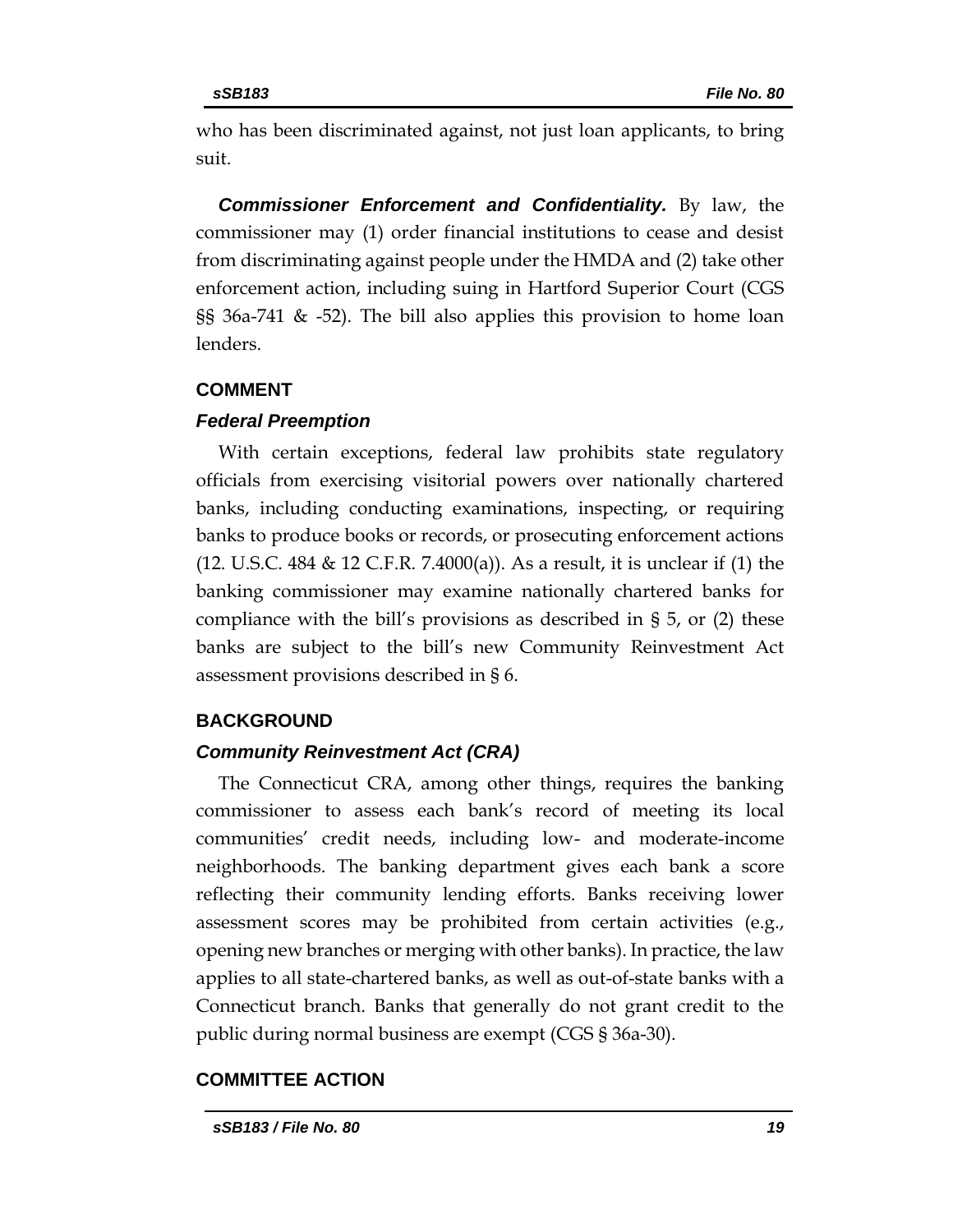who has been discriminated against, not just loan applicants, to bring suit.

***Commissioner Enforcement and Confidentiality.*** By law, the commissioner may (1) order financial institutions to cease and desist from discriminating against people under the HMDA and (2) take other enforcement action, including suing in Hartford Superior Court (CGS §§ 36a-741 & -52). The bill also applies this provision to home loan lenders.

## COMMENT

### *Federal Preemption*

With certain exceptions, federal law prohibits state regulatory officials from exercising visitorial powers over nationally chartered banks, including conducting examinations, inspecting, or requiring banks to produce books or records, or prosecuting enforcement actions (12. U.S.C. 484 & 12 C.F.R. 7.4000(a)). As a result, it is unclear if (1) the banking commissioner may examine nationally chartered banks for compliance with the bill's provisions as described in § 5, or (2) these banks are subject to the bill's new Community Reinvestment Act assessment provisions described in § 6.

## BACKGROUND

### *Community Reinvestment Act (CRA)*

The Connecticut CRA, among other things, requires the banking commissioner to assess each bank's record of meeting its local communities' credit needs, including low- and moderate-income neighborhoods. The banking department gives each bank a score reflecting their community lending efforts. Banks receiving lower assessment scores may be prohibited from certain activities (e.g., opening new branches or merging with other banks). In practice, the law applies to all state-chartered banks, as well as out-of-state banks with a Connecticut branch. Banks that generally do not grant credit to the public during normal business are exempt (CGS § 36a-30).

## COMMITTEE ACTION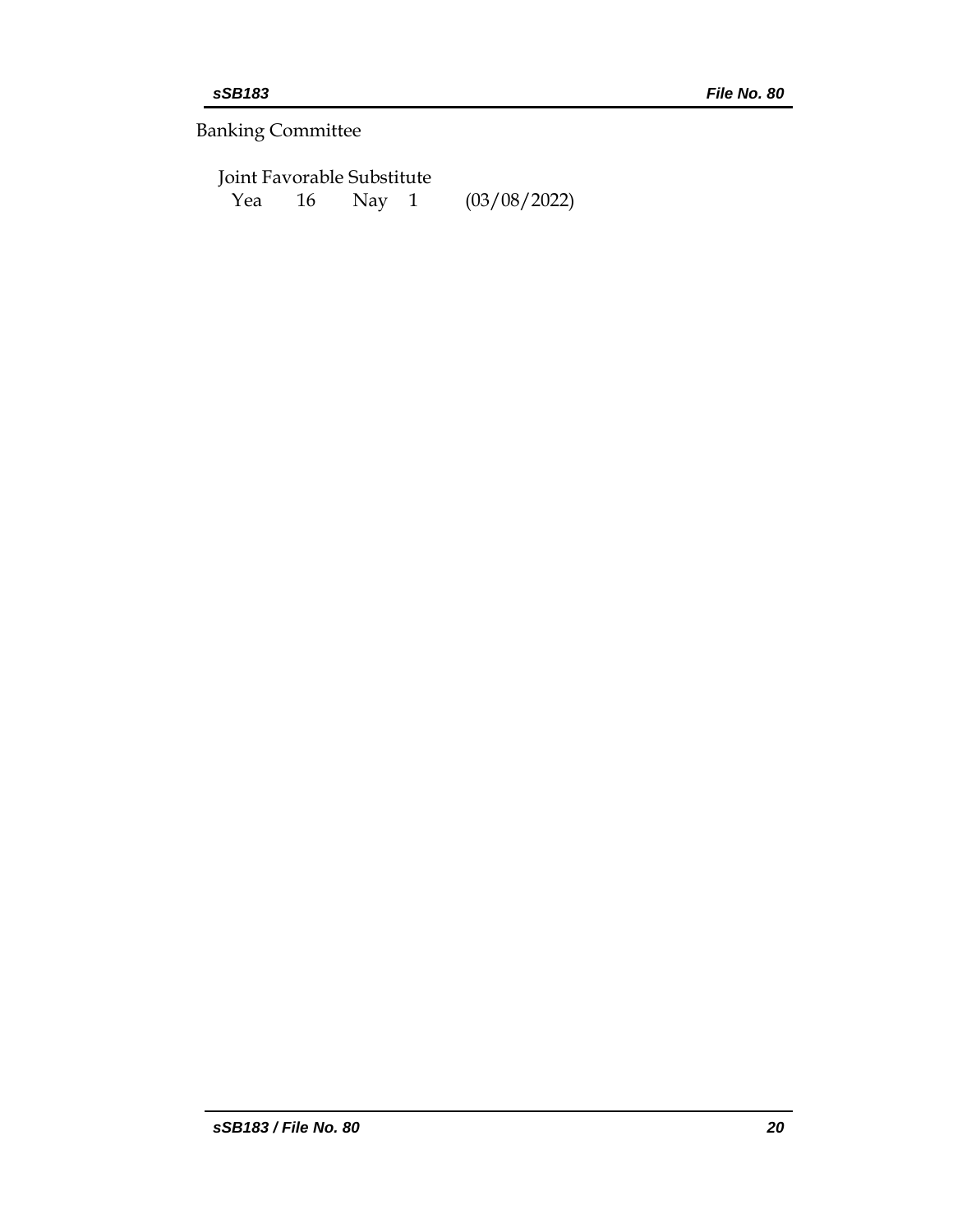Banking Committee

Joint Favorable Substitute

| | | | | |
|---|---|---|---|---|
| Yea | 16 | Nay | 1 | (03/08/2022) |